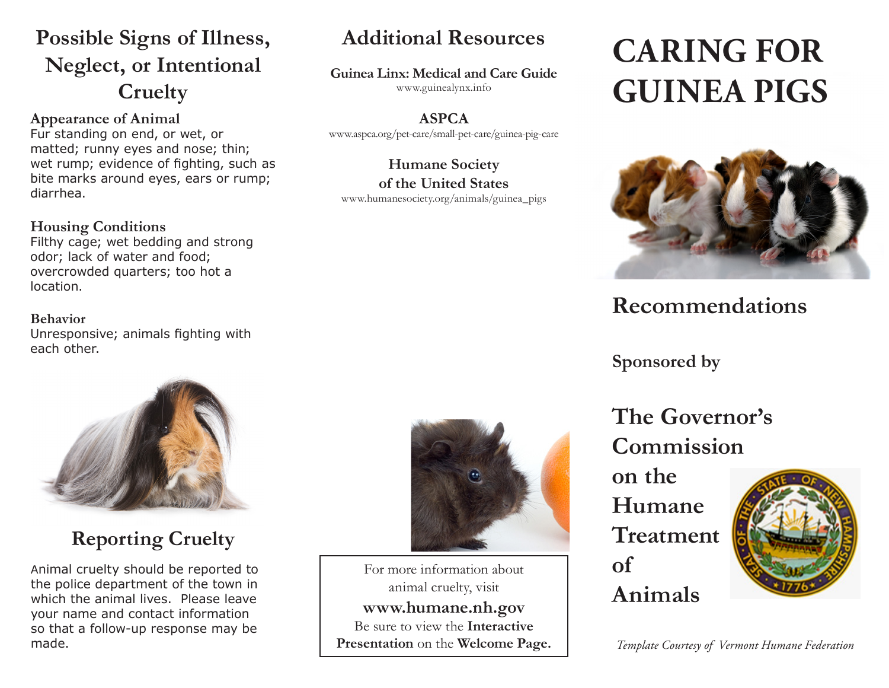## Possible Signs of Illness, Neglect, or Intentional Cruelty

**Appearance of Animal**
Fur standing on end, or wet, or matted; runny eyes and nose; thin; wet rump; evidence of fighting, such as bite marks around eyes, ears or rump; diarrhea.

**Housing Conditions**
Filthy cage; wet bedding and strong odor; lack of water and food; overcrowded quarters; too hot a location.

**Behavior**
Unresponsive; animals fighting with each other.

## Reporting Cruelty

Animal cruelty should be reported to the police department of the town in which the animal lives. Please leave your name and contact information so that a follow-up response may be made.

## Additional Resources

**Guinea Linx: Medical and Care Guide**
www.guinealynx.info

**ASPCA**
www.aspca.org/pet-care/small-pet-care/guinea-pig-care

**Humane Society of the United States**
www.humanesociety.org/animals/guinea_pigs

For more information about animal cruelty, visit
**www.humane.nh.gov**
Be sure to view the **Interactive Presentation** on the **Welcome Page.**

# CARING FOR GUINEA PIGS

## Recommendations

**Sponsored by**

## The Governor's Commission on the Humane Treatment of Animals

*Template Courtesy of Vermont Humane Federation*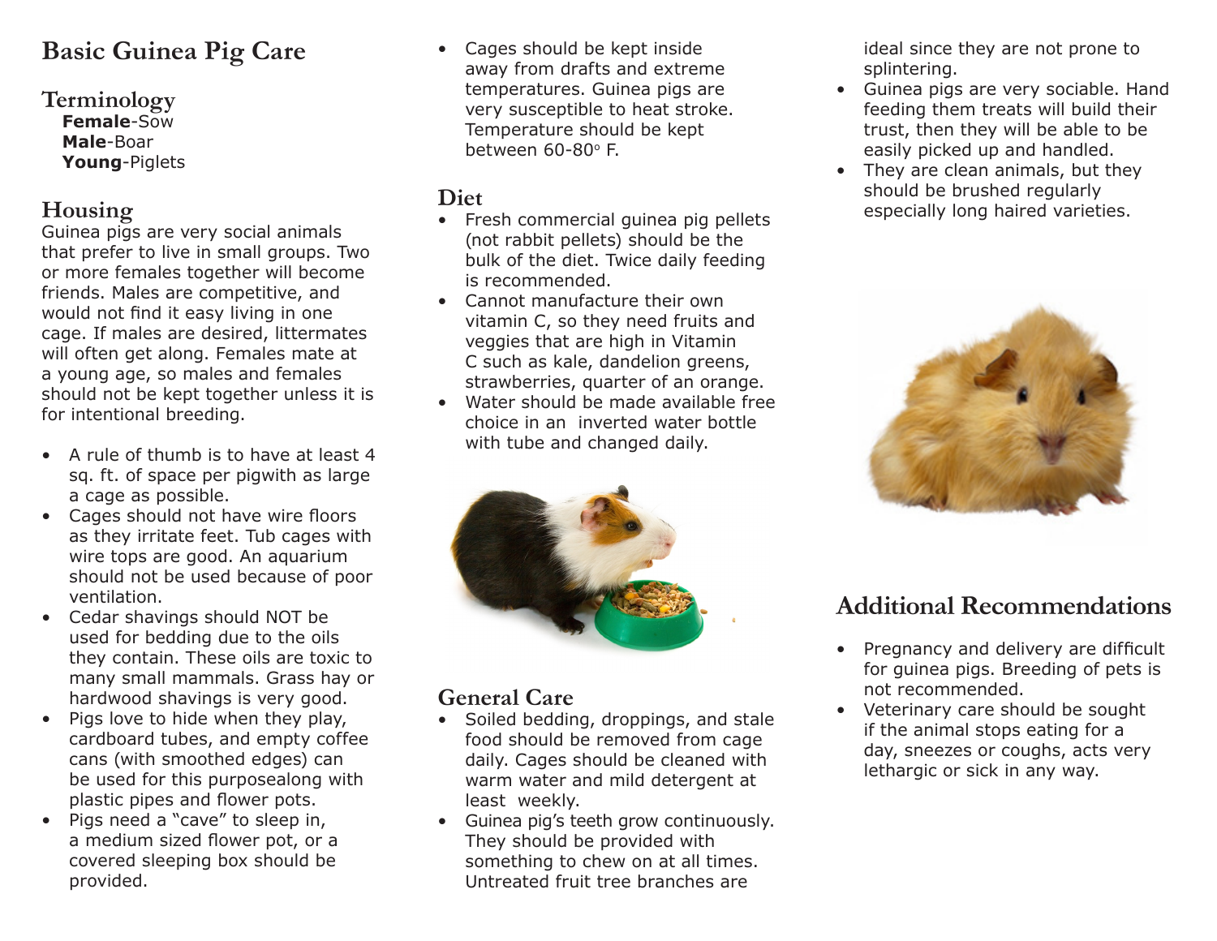# Basic Guinea Pig Care

## Terminology

**Female**-Sow
**Male**-Boar
**Young**-Piglets

## Housing

Guinea pigs are very social animals that prefer to live in small groups. Two or more females together will become friends. Males are competitive, and would not find it easy living in one cage. If males are desired, littermates will often get along. Females mate at a young age, so males and females should not be kept together unless it is for intentional breeding.

- A rule of thumb is to have at least 4 sq. ft. of space per pigwith as large a cage as possible.
- Cages should not have wire floors as they irritate feet. Tub cages with wire tops are good. An aquarium should not be used because of poor ventilation.
- Cedar shavings should NOT be used for bedding due to the oils they contain. These oils are toxic to many small mammals. Grass hay or hardwood shavings is very good.
- Pigs love to hide when they play, cardboard tubes, and empty coffee cans (with smoothed edges) can be used for this purposealong with plastic pipes and flower pots.
- Pigs need a "cave" to sleep in, a medium sized flower pot, or a covered sleeping box should be provided.
- Cages should be kept inside away from drafts and extreme temperatures. Guinea pigs are very susceptible to heat stroke. Temperature should be kept between 60-80° F.

## Diet

- Fresh commercial guinea pig pellets (not rabbit pellets) should be the bulk of the diet. Twice daily feeding is recommended.
- Cannot manufacture their own vitamin C, so they need fruits and veggies that are high in Vitamin C such as kale, dandelion greens, strawberries, quarter of an orange.
- Water should be made available free choice in an inverted water bottle with tube and changed daily.

## General Care

- Soiled bedding, droppings, and stale food should be removed from cage daily. Cages should be cleaned with warm water and mild detergent at least weekly.
- Guinea pig's teeth grow continuously. They should be provided with something to chew on at all times. Untreated fruit tree branches are ideal since they are not prone to splintering.
- Guinea pigs are very sociable. Hand feeding them treats will build their trust, then they will be able to be easily picked up and handled.
- They are clean animals, but they should be brushed regularly especially long haired varieties.

## Additional Recommendations

- Pregnancy and delivery are difficult for guinea pigs. Breeding of pets is not recommended.
- Veterinary care should be sought if the animal stops eating for a day, sneezes or coughs, acts very lethargic or sick in any way.